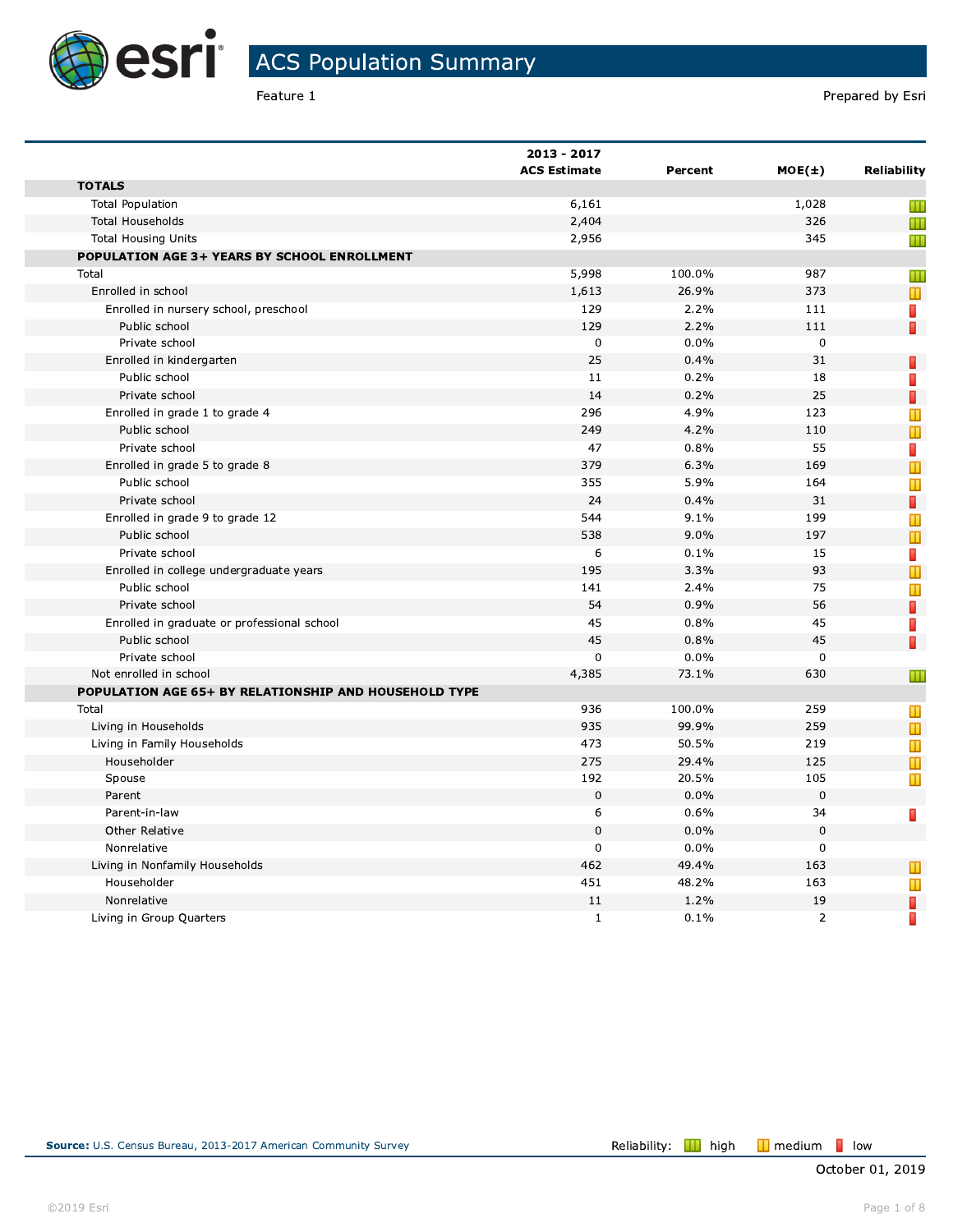# ACS Population Summary

Feature 1

Prepared by Esri

| | 2013 - 2017 ACS Estimate | Percent | MOE(±) | Reliability |
|---|---|---|---|---|
| **TOTALS** | | | | |
| Total Population | 6,161 | | 1,028 | high |
| Total Households | 2,404 | | 326 | high |
| Total Housing Units | 2,956 | | 345 | high |
| **POPULATION AGE 3+ YEARS BY SCHOOL ENROLLMENT** | | | | |
| Total | 5,998 | 100.0% | 987 | high |
| Enrolled in school | 1,613 | 26.9% | 373 | medium |
| Enrolled in nursery school, preschool | 129 | 2.2% | 111 | low |
| Public school | 129 | 2.2% | 111 | low |
| Private school | 0 | 0.0% | 0 | |
| Enrolled in kindergarten | 25 | 0.4% | 31 | low |
| Public school | 11 | 0.2% | 18 | low |
| Private school | 14 | 0.2% | 25 | low |
| Enrolled in grade 1 to grade 4 | 296 | 4.9% | 123 | medium |
| Public school | 249 | 4.2% | 110 | medium |
| Private school | 47 | 0.8% | 55 | low |
| Enrolled in grade 5 to grade 8 | 379 | 6.3% | 169 | medium |
| Public school | 355 | 5.9% | 164 | medium |
| Private school | 24 | 0.4% | 31 | low |
| Enrolled in grade 9 to grade 12 | 544 | 9.1% | 199 | medium |
| Public school | 538 | 9.0% | 197 | medium |
| Private school | 6 | 0.1% | 15 | low |
| Enrolled in college undergraduate years | 195 | 3.3% | 93 | medium |
| Public school | 141 | 2.4% | 75 | medium |
| Private school | 54 | 0.9% | 56 | low |
| Enrolled in graduate or professional school | 45 | 0.8% | 45 | low |
| Public school | 45 | 0.8% | 45 | low |
| Private school | 0 | 0.0% | 0 | |
| Not enrolled in school | 4,385 | 73.1% | 630 | high |
| **POPULATION AGE 65+ BY RELATIONSHIP AND HOUSEHOLD TYPE** | | | | |
| Total | 936 | 100.0% | 259 | medium |
| Living in Households | 935 | 99.9% | 259 | medium |
| Living in Family Households | 473 | 50.5% | 219 | medium |
| Householder | 275 | 29.4% | 125 | medium |
| Spouse | 192 | 20.5% | 105 | medium |
| Parent | 0 | 0.0% | 0 | |
| Parent-in-law | 6 | 0.6% | 34 | low |
| Other Relative | 0 | 0.0% | 0 | |
| Nonrelative | 0 | 0.0% | 0 | |
| Living in Nonfamily Households | 462 | 49.4% | 163 | medium |
| Householder | 451 | 48.2% | 163 | medium |
| Nonrelative | 11 | 1.2% | 19 | low |
| Living in Group Quarters | 1 | 0.1% | 2 | low |

**Source:** U.S. Census Bureau, 2013-2017 American Community Survey

Reliability: high medium low

October 01, 2019

©2019 Esri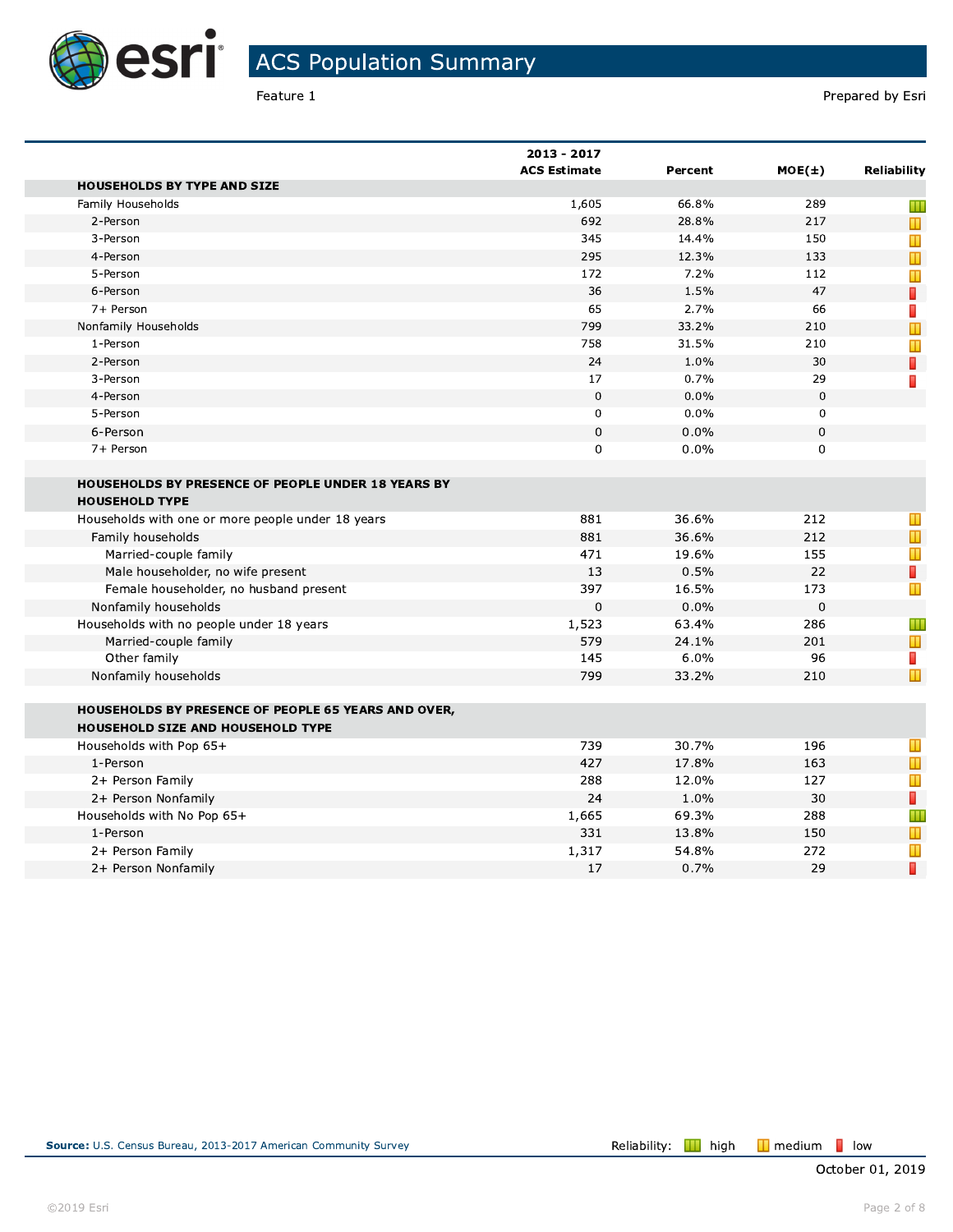# ACS Population Summary

Feature 1

Prepared by Esri

| | 2013 - 2017 ACS Estimate | Percent | MOE(±) | Reliability |
|---|---|---|---|---|
| **HOUSEHOLDS BY TYPE AND SIZE** | | | | |
| Family Households | 1,605 | 66.8% | 289 | high |
| 2-Person | 692 | 28.8% | 217 | medium |
| 3-Person | 345 | 14.4% | 150 | medium |
| 4-Person | 295 | 12.3% | 133 | medium |
| 5-Person | 172 | 7.2% | 112 | medium |
| 6-Person | 36 | 1.5% | 47 | low |
| 7+ Person | 65 | 2.7% | 66 | low |
| Nonfamily Households | 799 | 33.2% | 210 | medium |
| 1-Person | 758 | 31.5% | 210 | medium |
| 2-Person | 24 | 1.0% | 30 | low |
| 3-Person | 17 | 0.7% | 29 | low |
| 4-Person | 0 | 0.0% | 0 | |
| 5-Person | 0 | 0.0% | 0 | |
| 6-Person | 0 | 0.0% | 0 | |
| 7+ Person | 0 | 0.0% | 0 | |
| **HOUSEHOLDS BY PRESENCE OF PEOPLE UNDER 18 YEARS BY HOUSEHOLD TYPE** | | | | |
| Households with one or more people under 18 years | 881 | 36.6% | 212 | medium |
| Family households | 881 | 36.6% | 212 | medium |
| Married-couple family | 471 | 19.6% | 155 | medium |
| Male householder, no wife present | 13 | 0.5% | 22 | low |
| Female householder, no husband present | 397 | 16.5% | 173 | medium |
| Nonfamily households | 0 | 0.0% | 0 | |
| Households with no people under 18 years | 1,523 | 63.4% | 286 | high |
| Married-couple family | 579 | 24.1% | 201 | medium |
| Other family | 145 | 6.0% | 96 | low |
| Nonfamily households | 799 | 33.2% | 210 | medium |
| **HOUSEHOLDS BY PRESENCE OF PEOPLE 65 YEARS AND OVER, HOUSEHOLD SIZE AND HOUSEHOLD TYPE** | | | | |
| Households with Pop 65+ | 739 | 30.7% | 196 | medium |
| 1-Person | 427 | 17.8% | 163 | medium |
| 2+ Person Family | 288 | 12.0% | 127 | medium |
| 2+ Person Nonfamily | 24 | 1.0% | 30 | low |
| Households with No Pop 65+ | 1,665 | 69.3% | 288 | high |
| 1-Person | 331 | 13.8% | 150 | medium |
| 2+ Person Family | 1,317 | 54.8% | 272 | medium |
| 2+ Person Nonfamily | 17 | 0.7% | 29 | low |

**Source:** U.S. Census Bureau, 2013-2017 American Community Survey

Reliability: high, medium, low

October 01, 2019

©2019 Esri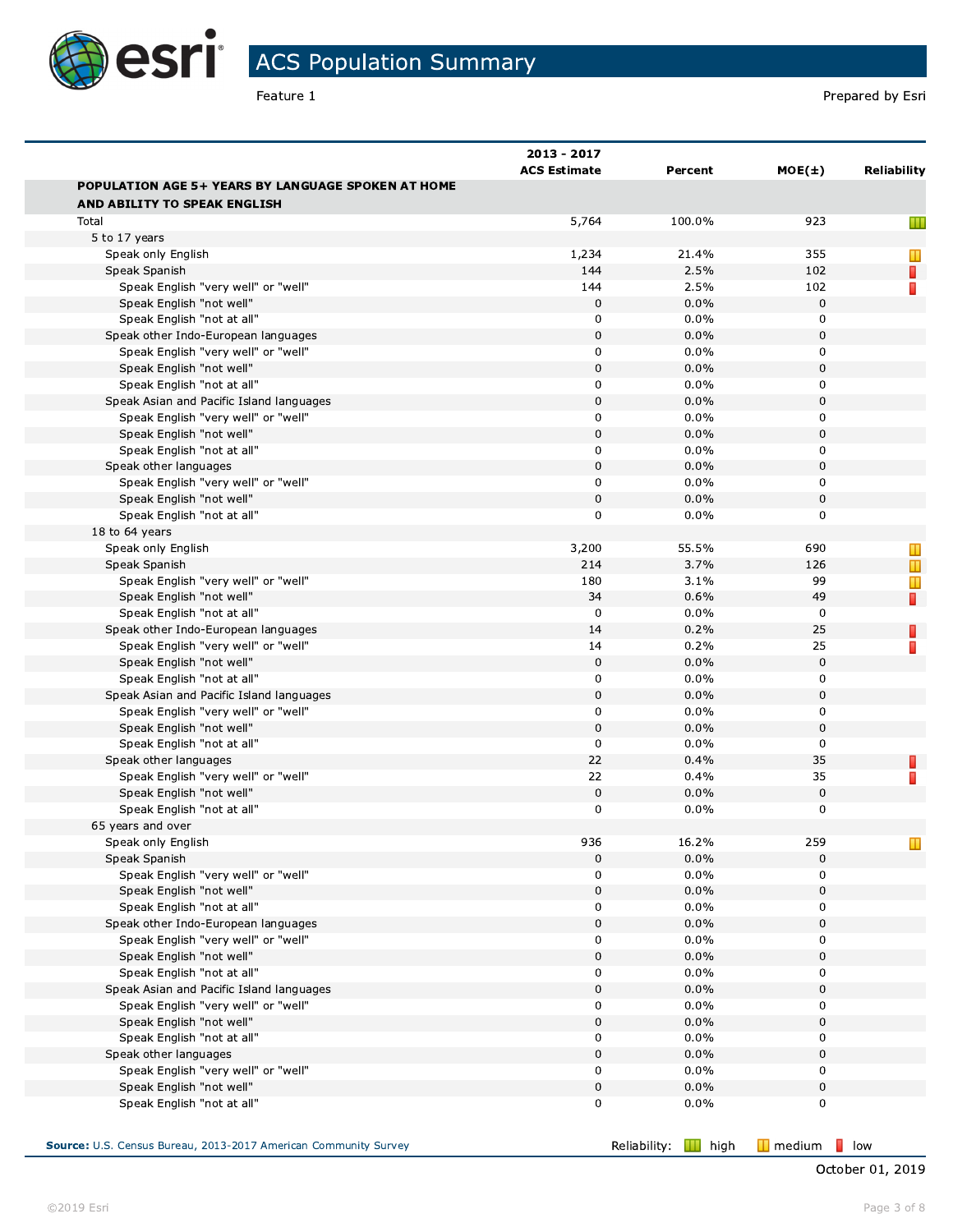# ACS Population Summary

Feature 1

Prepared by Esri

| | 2013 - 2017 ACS Estimate | Percent | MOE(±) | Reliability |
|---|---|---|---|---|
| **POPULATION AGE 5+ YEARS BY LANGUAGE SPOKEN AT HOME AND ABILITY TO SPEAK ENGLISH** | | | | |
| Total | 5,764 | 100.0% | 923 | high |
| 5 to 17 years | | | | |
| Speak only English | 1,234 | 21.4% | 355 | medium |
| Speak Spanish | 144 | 2.5% | 102 | low |
| Speak English "very well" or "well" | 144 | 2.5% | 102 | low |
| Speak English "not well" | 0 | 0.0% | 0 | |
| Speak English "not at all" | 0 | 0.0% | 0 | |
| Speak other Indo-European languages | 0 | 0.0% | 0 | |
| Speak English "very well" or "well" | 0 | 0.0% | 0 | |
| Speak English "not well" | 0 | 0.0% | 0 | |
| Speak English "not at all" | 0 | 0.0% | 0 | |
| Speak Asian and Pacific Island languages | 0 | 0.0% | 0 | |
| Speak English "very well" or "well" | 0 | 0.0% | 0 | |
| Speak English "not well" | 0 | 0.0% | 0 | |
| Speak English "not at all" | 0 | 0.0% | 0 | |
| Speak other languages | 0 | 0.0% | 0 | |
| Speak English "very well" or "well" | 0 | 0.0% | 0 | |
| Speak English "not well" | 0 | 0.0% | 0 | |
| Speak English "not at all" | 0 | 0.0% | 0 | |
| 18 to 64 years | | | | |
| Speak only English | 3,200 | 55.5% | 690 | medium |
| Speak Spanish | 214 | 3.7% | 126 | medium |
| Speak English "very well" or "well" | 180 | 3.1% | 99 | medium |
| Speak English "not well" | 34 | 0.6% | 49 | low |
| Speak English "not at all" | 0 | 0.0% | 0 | |
| Speak other Indo-European languages | 14 | 0.2% | 25 | low |
| Speak English "very well" or "well" | 14 | 0.2% | 25 | low |
| Speak English "not well" | 0 | 0.0% | 0 | |
| Speak English "not at all" | 0 | 0.0% | 0 | |
| Speak Asian and Pacific Island languages | 0 | 0.0% | 0 | |
| Speak English "very well" or "well" | 0 | 0.0% | 0 | |
| Speak English "not well" | 0 | 0.0% | 0 | |
| Speak English "not at all" | 0 | 0.0% | 0 | |
| Speak other languages | 22 | 0.4% | 35 | low |
| Speak English "very well" or "well" | 22 | 0.4% | 35 | low |
| Speak English "not well" | 0 | 0.0% | 0 | |
| Speak English "not at all" | 0 | 0.0% | 0 | |
| 65 years and over | | | | |
| Speak only English | 936 | 16.2% | 259 | medium |
| Speak Spanish | 0 | 0.0% | 0 | |
| Speak English "very well" or "well" | 0 | 0.0% | 0 | |
| Speak English "not well" | 0 | 0.0% | 0 | |
| Speak English "not at all" | 0 | 0.0% | 0 | |
| Speak other Indo-European languages | 0 | 0.0% | 0 | |
| Speak English "very well" or "well" | 0 | 0.0% | 0 | |
| Speak English "not well" | 0 | 0.0% | 0 | |
| Speak English "not at all" | 0 | 0.0% | 0 | |
| Speak Asian and Pacific Island languages | 0 | 0.0% | 0 | |
| Speak English "very well" or "well" | 0 | 0.0% | 0 | |
| Speak English "not well" | 0 | 0.0% | 0 | |
| Speak English "not at all" | 0 | 0.0% | 0 | |
| Speak other languages | 0 | 0.0% | 0 | |
| Speak English "very well" or "well" | 0 | 0.0% | 0 | |
| Speak English "not well" | 0 | 0.0% | 0 | |
| Speak English "not at all" | 0 | 0.0% | 0 | |

**Source:** U.S. Census Bureau, 2013-2017 American Community Survey

Reliability: high, medium, low

October 01, 2019

©2019 Esri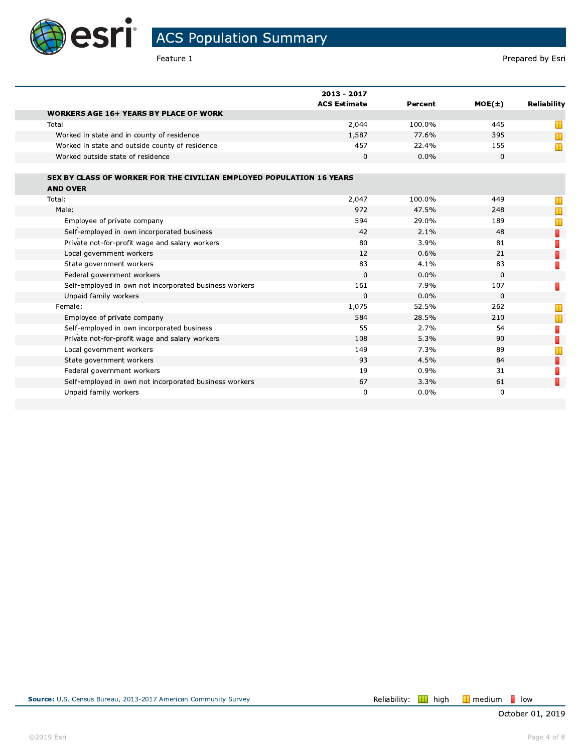# ACS Population Summary

Feature 1

Prepared by Esri

| | 2013 - 2017 ACS Estimate | Percent | MOE(±) | Reliability |
|---|---|---|---|---|
| **WORKERS AGE 16+ YEARS BY PLACE OF WORK** | | | | |
| Total | 2,044 | 100.0% | 445 | medium |
| Worked in state and in county of residence | 1,587 | 77.6% | 395 | medium |
| Worked in state and outside county of residence | 457 | 22.4% | 155 | medium |
| Worked outside state of residence | 0 | 0.0% | 0 | |
| **SEX BY CLASS OF WORKER FOR THE CIVILIAN EMPLOYED POPULATION 16 YEARS AND OVER** | | | | |
| Total: | 2,047 | 100.0% | 449 | medium |
| Male: | 972 | 47.5% | 248 | medium |
| Employee of private company | 594 | 29.0% | 189 | medium |
| Self-employed in own incorporated business | 42 | 2.1% | 48 | low |
| Private not-for-profit wage and salary workers | 80 | 3.9% | 81 | low |
| Local government workers | 12 | 0.6% | 21 | low |
| State government workers | 83 | 4.1% | 83 | low |
| Federal government workers | 0 | 0.0% | 0 | |
| Self-employed in own not incorporated business workers | 161 | 7.9% | 107 | low |
| Unpaid family workers | 0 | 0.0% | 0 | |
| Female: | 1,075 | 52.5% | 262 | medium |
| Employee of private company | 584 | 28.5% | 210 | medium |
| Self-employed in own incorporated business | 55 | 2.7% | 54 | low |
| Private not-for-profit wage and salary workers | 108 | 5.3% | 90 | low |
| Local government workers | 149 | 7.3% | 89 | medium |
| State government workers | 93 | 4.5% | 84 | low |
| Federal government workers | 19 | 0.9% | 31 | low |
| Self-employed in own not incorporated business workers | 67 | 3.3% | 61 | low |
| Unpaid family workers | 0 | 0.0% | 0 | |

**Source:** U.S. Census Bureau, 2013-2017 American Community Survey

Reliability: high medium low

October 01, 2019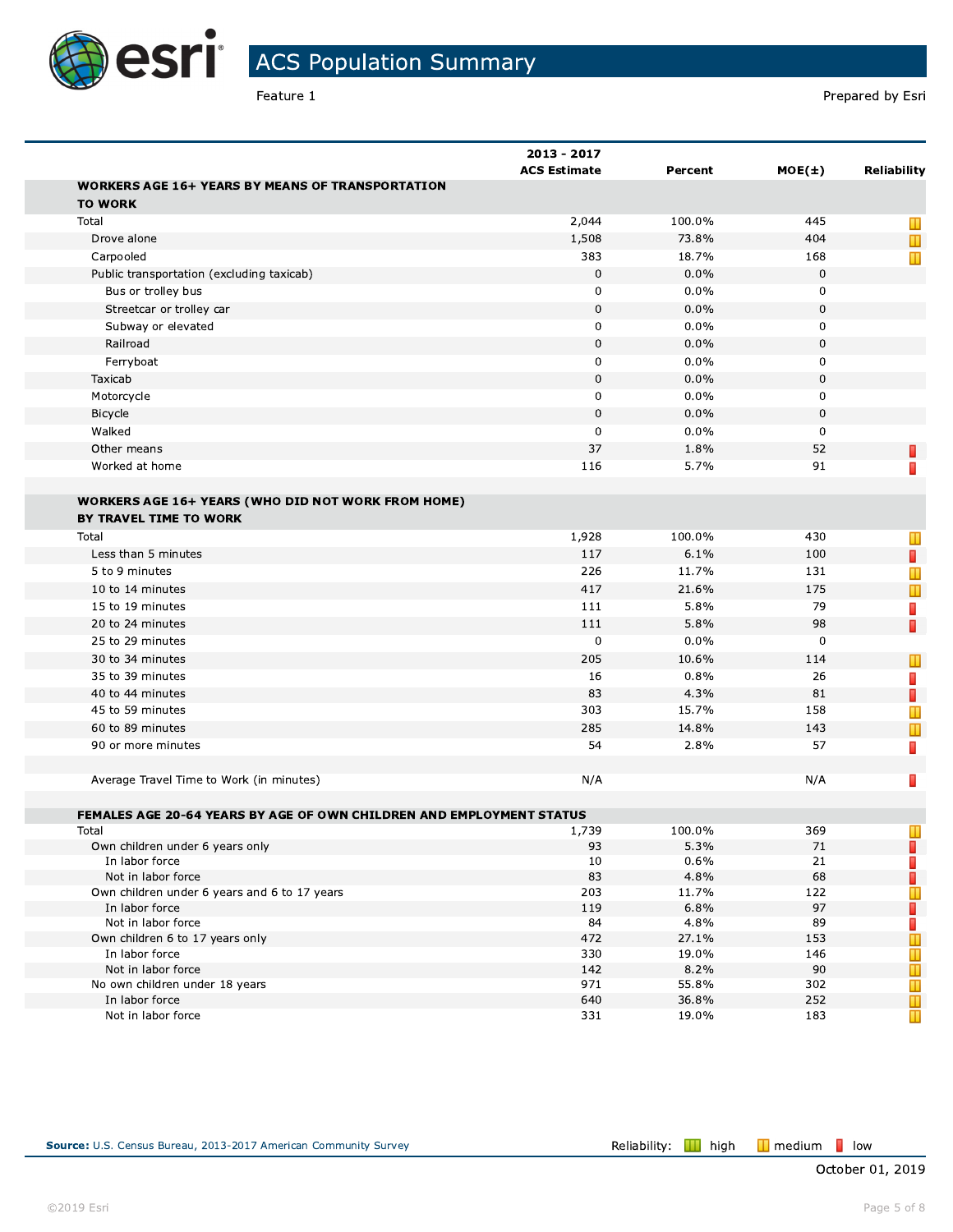# ACS Population Summary

Feature 1

Prepared by Esri

| | 2013 - 2017 ACS Estimate | Percent | MOE(±) | Reliability |
|---|---|---|---|---|
| **WORKERS AGE 16+ YEARS BY MEANS OF TRANSPORTATION TO WORK** | | | | |
| Total | 2,044 | 100.0% | 445 | medium |
| Drove alone | 1,508 | 73.8% | 404 | medium |
| Carpooled | 383 | 18.7% | 168 | medium |
| Public transportation (excluding taxicab) | 0 | 0.0% | 0 | |
| Bus or trolley bus | 0 | 0.0% | 0 | |
| Streetcar or trolley car | 0 | 0.0% | 0 | |
| Subway or elevated | 0 | 0.0% | 0 | |
| Railroad | 0 | 0.0% | 0 | |
| Ferryboat | 0 | 0.0% | 0 | |
| Taxicab | 0 | 0.0% | 0 | |
| Motorcycle | 0 | 0.0% | 0 | |
| Bicycle | 0 | 0.0% | 0 | |
| Walked | 0 | 0.0% | 0 | |
| Other means | 37 | 1.8% | 52 | low |
| Worked at home | 116 | 5.7% | 91 | low |
| **WORKERS AGE 16+ YEARS (WHO DID NOT WORK FROM HOME) BY TRAVEL TIME TO WORK** | | | | |
| Total | 1,928 | 100.0% | 430 | medium |
| Less than 5 minutes | 117 | 6.1% | 100 | low |
| 5 to 9 minutes | 226 | 11.7% | 131 | medium |
| 10 to 14 minutes | 417 | 21.6% | 175 | medium |
| 15 to 19 minutes | 111 | 5.8% | 79 | low |
| 20 to 24 minutes | 111 | 5.8% | 98 | low |
| 25 to 29 minutes | 0 | 0.0% | 0 | |
| 30 to 34 minutes | 205 | 10.6% | 114 | medium |
| 35 to 39 minutes | 16 | 0.8% | 26 | low |
| 40 to 44 minutes | 83 | 4.3% | 81 | low |
| 45 to 59 minutes | 303 | 15.7% | 158 | medium |
| 60 to 89 minutes | 285 | 14.8% | 143 | medium |
| 90 or more minutes | 54 | 2.8% | 57 | low |
| Average Travel Time to Work (in minutes) | N/A | | N/A | low |
| **FEMALES AGE 20-64 YEARS BY AGE OF OWN CHILDREN AND EMPLOYMENT STATUS** | | | | |
| Total | 1,739 | 100.0% | 369 | medium |
| Own children under 6 years only | 93 | 5.3% | 71 | low |
| In labor force | 10 | 0.6% | 21 | low |
| Not in labor force | 83 | 4.8% | 68 | low |
| Own children under 6 years and 6 to 17 years | 203 | 11.7% | 122 | medium |
| In labor force | 119 | 6.8% | 97 | low |
| Not in labor force | 84 | 4.8% | 89 | low |
| Own children 6 to 17 years only | 472 | 27.1% | 153 | medium |
| In labor force | 330 | 19.0% | 146 | medium |
| Not in labor force | 142 | 8.2% | 90 | medium |
| No own children under 18 years | 971 | 55.8% | 302 | medium |
| In labor force | 640 | 36.8% | 252 | medium |
| Not in labor force | 331 | 19.0% | 183 | medium |

**Source:** U.S. Census Bureau, 2013-2017 American Community Survey

Reliability: high medium low

October 01, 2019

©2019 Esri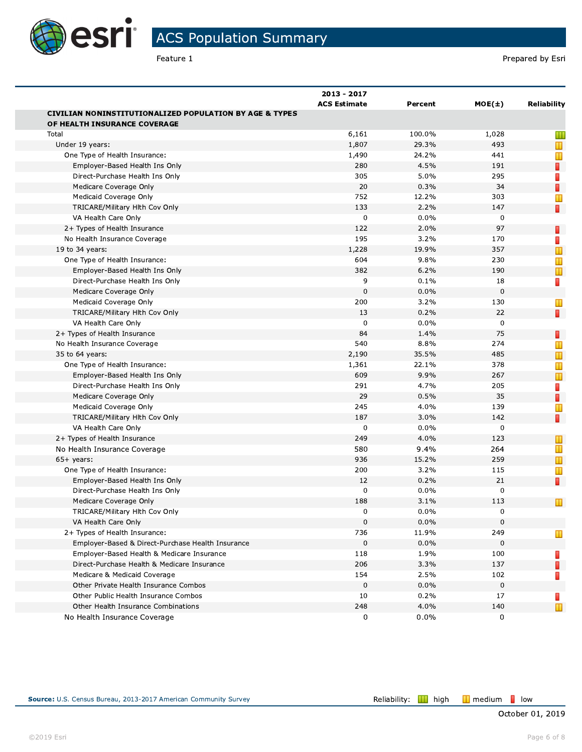# ACS Population Summary

Feature 1

Prepared by Esri

| | 2013 - 2017 ACS Estimate | Percent | MOE(±) | Reliability |
|---|---|---|---|---|
| **CIVILIAN NONINSTITUTIONALIZED POPULATION BY AGE & TYPES OF HEALTH INSURANCE COVERAGE** | | | | |
| Total | 6,161 | 100.0% | 1,028 | high |
| Under 19 years: | 1,807 | 29.3% | 493 | medium |
| One Type of Health Insurance: | 1,490 | 24.2% | 441 | medium |
| Employer-Based Health Ins Only | 280 | 4.5% | 191 | low |
| Direct-Purchase Health Ins Only | 305 | 5.0% | 295 | low |
| Medicare Coverage Only | 20 | 0.3% | 34 | low |
| Medicaid Coverage Only | 752 | 12.2% | 303 | medium |
| TRICARE/Military Hlth Cov Only | 133 | 2.2% | 147 | low |
| VA Health Care Only | 0 | 0.0% | 0 | |
| 2+ Types of Health Insurance | 122 | 2.0% | 97 | low |
| No Health Insurance Coverage | 195 | 3.2% | 170 | low |
| 19 to 34 years: | 1,228 | 19.9% | 357 | medium |
| One Type of Health Insurance: | 604 | 9.8% | 230 | medium |
| Employer-Based Health Ins Only | 382 | 6.2% | 190 | medium |
| Direct-Purchase Health Ins Only | 9 | 0.1% | 18 | low |
| Medicare Coverage Only | 0 | 0.0% | 0 | |
| Medicaid Coverage Only | 200 | 3.2% | 130 | medium |
| TRICARE/Military Hlth Cov Only | 13 | 0.2% | 22 | low |
| VA Health Care Only | 0 | 0.0% | 0 | |
| 2+ Types of Health Insurance | 84 | 1.4% | 75 | low |
| No Health Insurance Coverage | 540 | 8.8% | 274 | medium |
| 35 to 64 years: | 2,190 | 35.5% | 485 | medium |
| One Type of Health Insurance: | 1,361 | 22.1% | 378 | medium |
| Employer-Based Health Ins Only | 609 | 9.9% | 267 | medium |
| Direct-Purchase Health Ins Only | 291 | 4.7% | 205 | low |
| Medicare Coverage Only | 29 | 0.5% | 35 | low |
| Medicaid Coverage Only | 245 | 4.0% | 139 | medium |
| TRICARE/Military Hlth Cov Only | 187 | 3.0% | 142 | low |
| VA Health Care Only | 0 | 0.0% | 0 | |
| 2+ Types of Health Insurance | 249 | 4.0% | 123 | medium |
| No Health Insurance Coverage | 580 | 9.4% | 264 | medium |
| 65+ years: | 936 | 15.2% | 259 | medium |
| One Type of Health Insurance: | 200 | 3.2% | 115 | medium |
| Employer-Based Health Ins Only | 12 | 0.2% | 21 | low |
| Direct-Purchase Health Ins Only | 0 | 0.0% | 0 | |
| Medicare Coverage Only | 188 | 3.1% | 113 | medium |
| TRICARE/Military Hlth Cov Only | 0 | 0.0% | 0 | |
| VA Health Care Only | 0 | 0.0% | 0 | |
| 2+ Types of Health Insurance: | 736 | 11.9% | 249 | medium |
| Employer-Based & Direct-Purchase Health Insurance | 0 | 0.0% | 0 | |
| Employer-Based Health & Medicare Insurance | 118 | 1.9% | 100 | low |
| Direct-Purchase Health & Medicare Insurance | 206 | 3.3% | 137 | low |
| Medicare & Medicaid Coverage | 154 | 2.5% | 102 | low |
| Other Private Health Insurance Combos | 0 | 0.0% | 0 | |
| Other Public Health Insurance Combos | 10 | 0.2% | 17 | low |
| Other Health Insurance Combinations | 248 | 4.0% | 140 | medium |
| No Health Insurance Coverage | 0 | 0.0% | 0 | |

**Source:** U.S. Census Bureau, 2013-2017 American Community Survey

Reliability: high medium low

October 01, 2019

©2019 Esri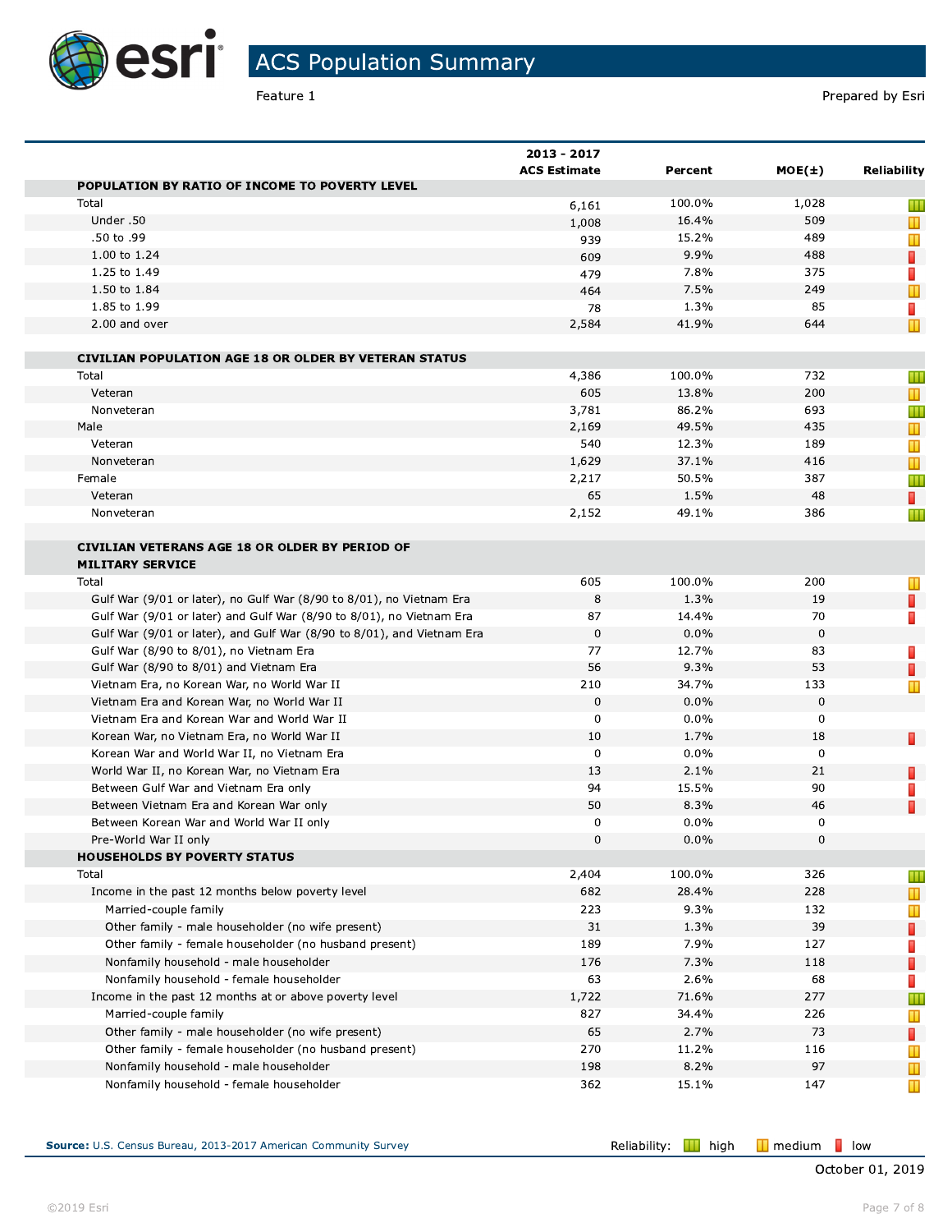# ACS Population Summary

Feature 1

Prepared by Esri

| | 2013 - 2017 ACS Estimate | Percent | MOE(±) | Reliability |
|---|---|---|---|---|
| **POPULATION BY RATIO OF INCOME TO POVERTY LEVEL** | | | | |
| Total | 6,161 | 100.0% | 1,028 | high |
| Under .50 | 1,008 | 16.4% | 509 | medium |
| .50 to .99 | 939 | 15.2% | 489 | medium |
| 1.00 to 1.24 | 609 | 9.9% | 488 | low |
| 1.25 to 1.49 | 479 | 7.8% | 375 | low |
| 1.50 to 1.84 | 464 | 7.5% | 249 | medium |
| 1.85 to 1.99 | 78 | 1.3% | 85 | low |
| 2.00 and over | 2,584 | 41.9% | 644 | medium |
| | | | | |
| **CIVILIAN POPULATION AGE 18 OR OLDER BY VETERAN STATUS** | | | | |
| Total | 4,386 | 100.0% | 732 | high |
| Veteran | 605 | 13.8% | 200 | medium |
| Nonveteran | 3,781 | 86.2% | 693 | high |
| Male | 2,169 | 49.5% | 435 | medium |
| Veteran | 540 | 12.3% | 189 | medium |
| Nonveteran | 1,629 | 37.1% | 416 | medium |
| Female | 2,217 | 50.5% | 387 | high |
| Veteran | 65 | 1.5% | 48 | low |
| Nonveteran | 2,152 | 49.1% | 386 | high |
| | | | | |
| **CIVILIAN VETERANS AGE 18 OR OLDER BY PERIOD OF MILITARY SERVICE** | | | | |
| Total | 605 | 100.0% | 200 | medium |
| Gulf War (9/01 or later), no Gulf War (8/90 to 8/01), no Vietnam Era | 8 | 1.3% | 19 | low |
| Gulf War (9/01 or later) and Gulf War (8/90 to 8/01), no Vietnam Era | 87 | 14.4% | 70 | low |
| Gulf War (9/01 or later), and Gulf War (8/90 to 8/01), and Vietnam Era | 0 | 0.0% | 0 | |
| Gulf War (8/90 to 8/01), no Vietnam Era | 77 | 12.7% | 83 | low |
| Gulf War (8/90 to 8/01) and Vietnam Era | 56 | 9.3% | 53 | low |
| Vietnam Era, no Korean War, no World War II | 210 | 34.7% | 133 | medium |
| Vietnam Era and Korean War, no World War II | 0 | 0.0% | 0 | |
| Vietnam Era and Korean War and World War II | 0 | 0.0% | 0 | |
| Korean War, no Vietnam Era, no World War II | 10 | 1.7% | 18 | low |
| Korean War and World War II, no Vietnam Era | 0 | 0.0% | 0 | |
| World War II, no Korean War, no Vietnam Era | 13 | 2.1% | 21 | low |
| Between Gulf War and Vietnam Era only | 94 | 15.5% | 90 | low |
| Between Vietnam Era and Korean War only | 50 | 8.3% | 46 | low |
| Between Korean War and World War II only | 0 | 0.0% | 0 | |
| Pre-World War II only | 0 | 0.0% | 0 | |
| **HOUSEHOLDS BY POVERTY STATUS** | | | | |
| Total | 2,404 | 100.0% | 326 | high |
| Income in the past 12 months below poverty level | 682 | 28.4% | 228 | medium |
| Married-couple family | 223 | 9.3% | 132 | medium |
| Other family - male householder (no wife present) | 31 | 1.3% | 39 | low |
| Other family - female householder (no husband present) | 189 | 7.9% | 127 | low |
| Nonfamily household - male householder | 176 | 7.3% | 118 | low |
| Nonfamily household - female householder | 63 | 2.6% | 68 | low |
| Income in the past 12 months at or above poverty level | 1,722 | 71.6% | 277 | high |
| Married-couple family | 827 | 34.4% | 226 | medium |
| Other family - male householder (no wife present) | 65 | 2.7% | 73 | low |
| Other family - female householder (no husband present) | 270 | 11.2% | 116 | medium |
| Nonfamily household - male householder | 198 | 8.2% | 97 | medium |
| Nonfamily household - female householder | 362 | 15.1% | 147 | medium |

**Source:** U.S. Census Bureau, 2013-2017 American Community Survey

Reliability: high | medium | low

October 01, 2019

©2019 Esri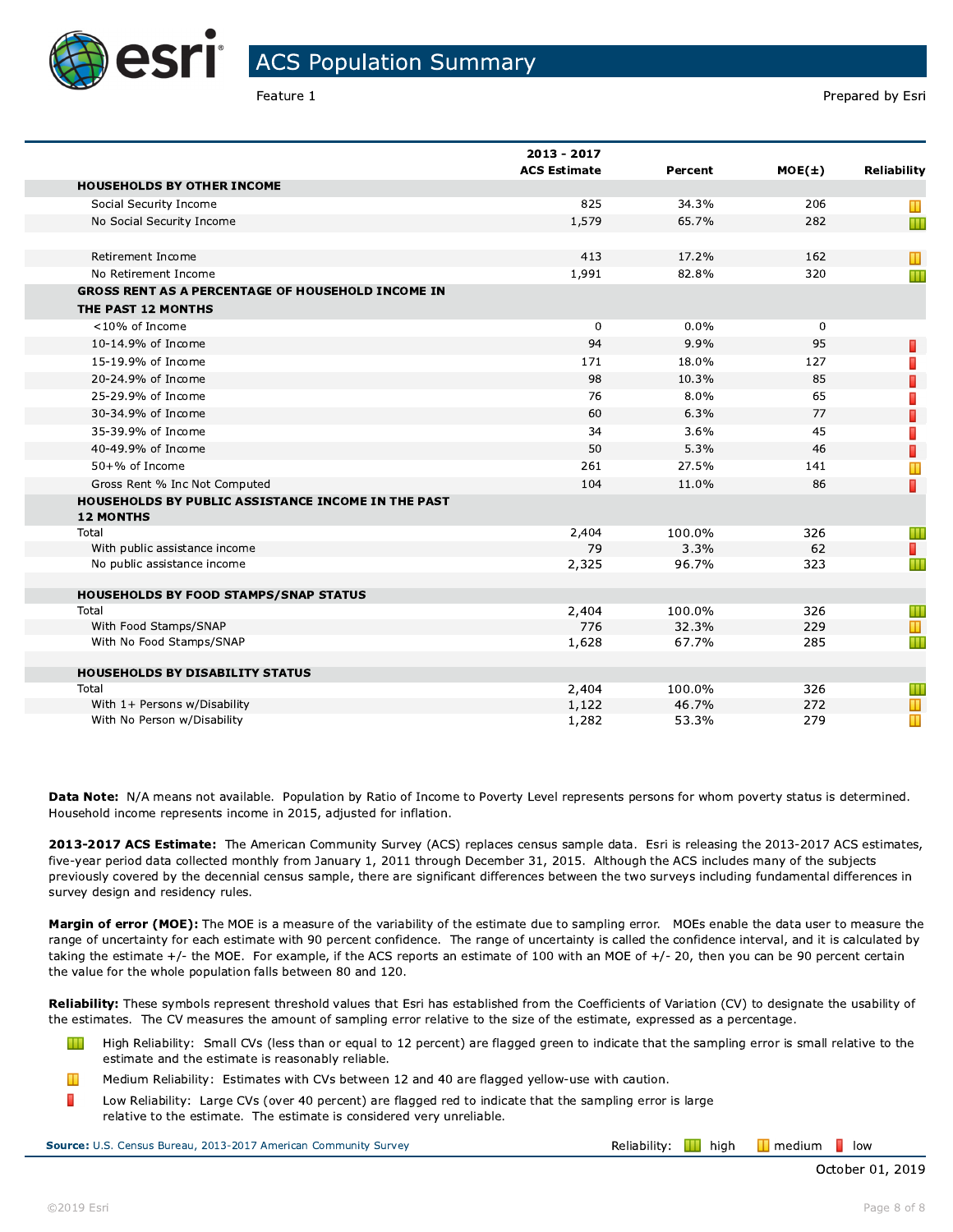# ACS Population Summary

Feature 1

Prepared by Esri

| | 2013 - 2017 ACS Estimate | Percent | MOE(±) | Reliability |
|---|---|---|---|---|
| **HOUSEHOLDS BY OTHER INCOME** | | | | |
| Social Security Income | 825 | 34.3% | 206 | medium |
| No Social Security Income | 1,579 | 65.7% | 282 | high |
| | | | | |
| Retirement Income | 413 | 17.2% | 162 | medium |
| No Retirement Income | 1,991 | 82.8% | 320 | high |
| **GROSS RENT AS A PERCENTAGE OF HOUSEHOLD INCOME IN THE PAST 12 MONTHS** | | | | |
| <10% of Income | 0 | 0.0% | 0 | |
| 10-14.9% of Income | 94 | 9.9% | 95 | low |
| 15-19.9% of Income | 171 | 18.0% | 127 | low |
| 20-24.9% of Income | 98 | 10.3% | 85 | low |
| 25-29.9% of Income | 76 | 8.0% | 65 | low |
| 30-34.9% of Income | 60 | 6.3% | 77 | low |
| 35-39.9% of Income | 34 | 3.6% | 45 | low |
| 40-49.9% of Income | 50 | 5.3% | 46 | low |
| 50+% of Income | 261 | 27.5% | 141 | medium |
| Gross Rent % Inc Not Computed | 104 | 11.0% | 86 | low |
| **HOUSEHOLDS BY PUBLIC ASSISTANCE INCOME IN THE PAST 12 MONTHS** | | | | |
| Total | 2,404 | 100.0% | 326 | high |
| With public assistance income | 79 | 3.3% | 62 | low |
| No public assistance income | 2,325 | 96.7% | 323 | high |
| | | | | |
| **HOUSEHOLDS BY FOOD STAMPS/SNAP STATUS** | | | | |
| Total | 2,404 | 100.0% | 326 | high |
| With Food Stamps/SNAP | 776 | 32.3% | 229 | medium |
| With No Food Stamps/SNAP | 1,628 | 67.7% | 285 | high |
| | | | | |
| **HOUSEHOLDS BY DISABILITY STATUS** | | | | |
| Total | 2,404 | 100.0% | 326 | high |
| With 1+ Persons w/Disability | 1,122 | 46.7% | 272 | medium |
| With No Person w/Disability | 1,282 | 53.3% | 279 | medium |

**Data Note:** N/A means not available. Population by Ratio of Income to Poverty Level represents persons for whom poverty status is determined. Household income represents income in 2015, adjusted for inflation.

**2013-2017 ACS Estimate:** The American Community Survey (ACS) replaces census sample data. Esri is releasing the 2013-2017 ACS estimates, five-year period data collected monthly from January 1, 2011 through December 31, 2015. Although the ACS includes many of the subjects previously covered by the decennial census sample, there are significant differences between the two surveys including fundamental differences in survey design and residency rules.

**Margin of error (MOE):** The MOE is a measure of the variability of the estimate due to sampling error. MOEs enable the data user to measure the range of uncertainty for each estimate with 90 percent confidence. The range of uncertainty is called the confidence interval, and it is calculated by taking the estimate +/- the MOE. For example, if the ACS reports an estimate of 100 with an MOE of +/- 20, then you can be 90 percent certain the value for the whole population falls between 80 and 120.

**Reliability:** These symbols represent threshold values that Esri has established from the Coefficients of Variation (CV) to designate the usability of the estimates. The CV measures the amount of sampling error relative to the size of the estimate, expressed as a percentage.

- High Reliability: Small CVs (less than or equal to 12 percent) are flagged green to indicate that the sampling error is small relative to the estimate and the estimate is reasonably reliable.
- Medium Reliability: Estimates with CVs between 12 and 40 are flagged yellow-use with caution.
- Low Reliability: Large CVs (over 40 percent) are flagged red to indicate that the sampling error is large relative to the estimate. The estimate is considered very unreliable.

**Source:** U.S. Census Bureau, 2013-2017 American Community Survey

Reliability: high medium low

October 01, 2019